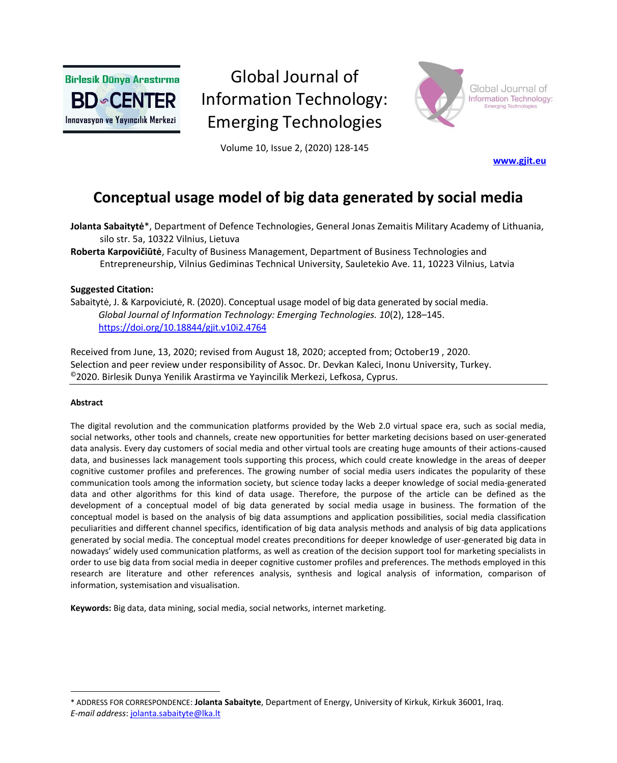Global Journal of Information Technology: Emerging Technologies

Volume 10, Issue 2, (2020) 128-145

www.gjit.eu

# Conceptual usage model of big data generated by social media

**Jolanta Sabaitytė**\*, Department of Defence Technologies, General Jonas Zemaitis Military Academy of Lithuania, silo str. 5a, 10322 Vilnius, Lietuva

**Roberta Karpovičiūtė**, Faculty of Business Management, Department of Business Technologies and Entrepreneurship, Vilnius Gediminas Technical University, Sauletekio Ave. 11, 10223 Vilnius, Latvia

**Suggested Citation:**

Sabaitytė, J. & Karpoviciutė, R. (2020). Conceptual usage model of big data generated by social media. *Global Journal of Information Technology: Emerging Technologies. 10*(2), 128–145. https://doi.org/10.18844/gjit.v10i2.4764

Received from June, 13, 2020; revised from August 18, 2020; accepted from; October19 , 2020.
Selection and peer review under responsibility of Assoc. Dr. Devkan Kaleci, Inonu University, Turkey.
©2020. Birlesik Dunya Yenilik Arastirma ve Yayincilik Merkezi, Lefkosa, Cyprus.

#### Abstract

The digital revolution and the communication platforms provided by the Web 2.0 virtual space era, such as social media, social networks, other tools and channels, create new opportunities for better marketing decisions based on user-generated data analysis. Every day customers of social media and other virtual tools are creating huge amounts of their actions-caused data, and businesses lack management tools supporting this process, which could create knowledge in the areas of deeper cognitive customer profiles and preferences. The growing number of social media users indicates the popularity of these communication tools among the information society, but science today lacks a deeper knowledge of social media-generated data and other algorithms for this kind of data usage. Therefore, the purpose of the article can be defined as the development of a conceptual model of big data generated by social media usage in business. The formation of the conceptual model is based on the analysis of big data assumptions and application possibilities, social media classification peculiarities and different channel specifics, identification of big data analysis methods and analysis of big data applications generated by social media. The conceptual model creates preconditions for deeper knowledge of user-generated big data in nowadays' widely used communication platforms, as well as creation of the decision support tool for marketing specialists in order to use big data from social media in deeper cognitive customer profiles and preferences. The methods employed in this research are literature and other references analysis, synthesis and logical analysis of information, comparison of information, systemisation and visualisation.

**Keywords:** Big data, data mining, social media, social networks, internet marketing.

---

\* ADDRESS FOR CORRESPONDENCE: **Jolanta Sabaityte**, Department of Energy, University of Kirkuk, Kirkuk 36001, Iraq.
*E-mail address*: jolanta.sabaityte@lka.lt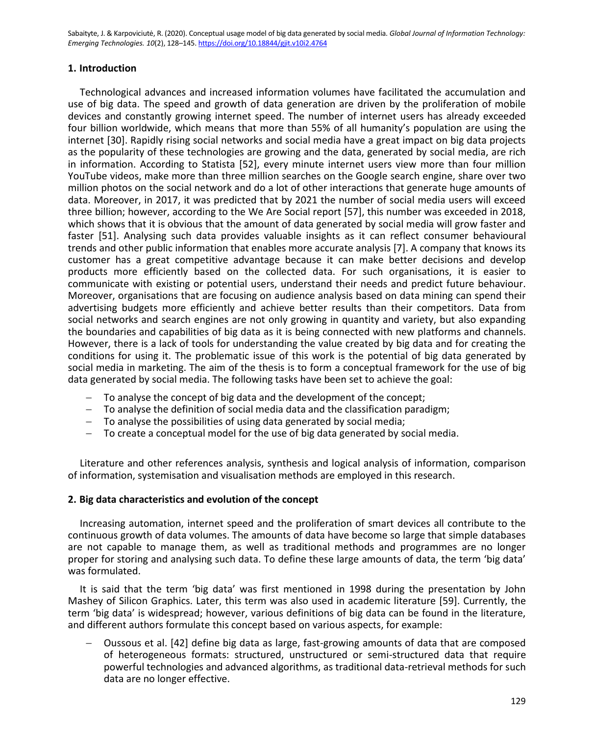## 1. Introduction

Technological advances and increased information volumes have facilitated the accumulation and use of big data. The speed and growth of data generation are driven by the proliferation of mobile devices and constantly growing internet speed. The number of internet users has already exceeded four billion worldwide, which means that more than 55% of all humanity's population are using the internet [30]. Rapidly rising social networks and social media have a great impact on big data projects as the popularity of these technologies are growing and the data, generated by social media, are rich in information. According to Statista [52], every minute internet users view more than four million YouTube videos, make more than three million searches on the Google search engine, share over two million photos on the social network and do a lot of other interactions that generate huge amounts of data. Moreover, in 2017, it was predicted that by 2021 the number of social media users will exceed three billion; however, according to the We Are Social report [57], this number was exceeded in 2018, which shows that it is obvious that the amount of data generated by social media will grow faster and faster [51]. Analysing such data provides valuable insights as it can reflect consumer behavioural trends and other public information that enables more accurate analysis [7]. A company that knows its customer has a great competitive advantage because it can make better decisions and develop products more efficiently based on the collected data. For such organisations, it is easier to communicate with existing or potential users, understand their needs and predict future behaviour. Moreover, organisations that are focusing on audience analysis based on data mining can spend their advertising budgets more efficiently and achieve better results than their competitors. Data from social networks and search engines are not only growing in quantity and variety, but also expanding the boundaries and capabilities of big data as it is being connected with new platforms and channels. However, there is a lack of tools for understanding the value created by big data and for creating the conditions for using it. The problematic issue of this work is the potential of big data generated by social media in marketing. The aim of the thesis is to form a conceptual framework for the use of big data generated by social media. The following tasks have been set to achieve the goal:

- To analyse the concept of big data and the development of the concept;
- To analyse the definition of social media data and the classification paradigm;
- To analyse the possibilities of using data generated by social media;
- To create a conceptual model for the use of big data generated by social media.

Literature and other references analysis, synthesis and logical analysis of information, comparison of information, systemisation and visualisation methods are employed in this research.

## 2. Big data characteristics and evolution of the concept

Increasing automation, internet speed and the proliferation of smart devices all contribute to the continuous growth of data volumes. The amounts of data have become so large that simple databases are not capable to manage them, as well as traditional methods and programmes are no longer proper for storing and analysing such data. To define these large amounts of data, the term 'big data' was formulated.

It is said that the term 'big data' was first mentioned in 1998 during the presentation by John Mashey of Silicon Graphics. Later, this term was also used in academic literature [59]. Currently, the term 'big data' is widespread; however, various definitions of big data can be found in the literature, and different authors formulate this concept based on various aspects, for example:

- Oussous et al. [42] define big data as large, fast-growing amounts of data that are composed of heterogeneous formats: structured, unstructured or semi-structured data that require powerful technologies and advanced algorithms, as traditional data-retrieval methods for such data are no longer effective.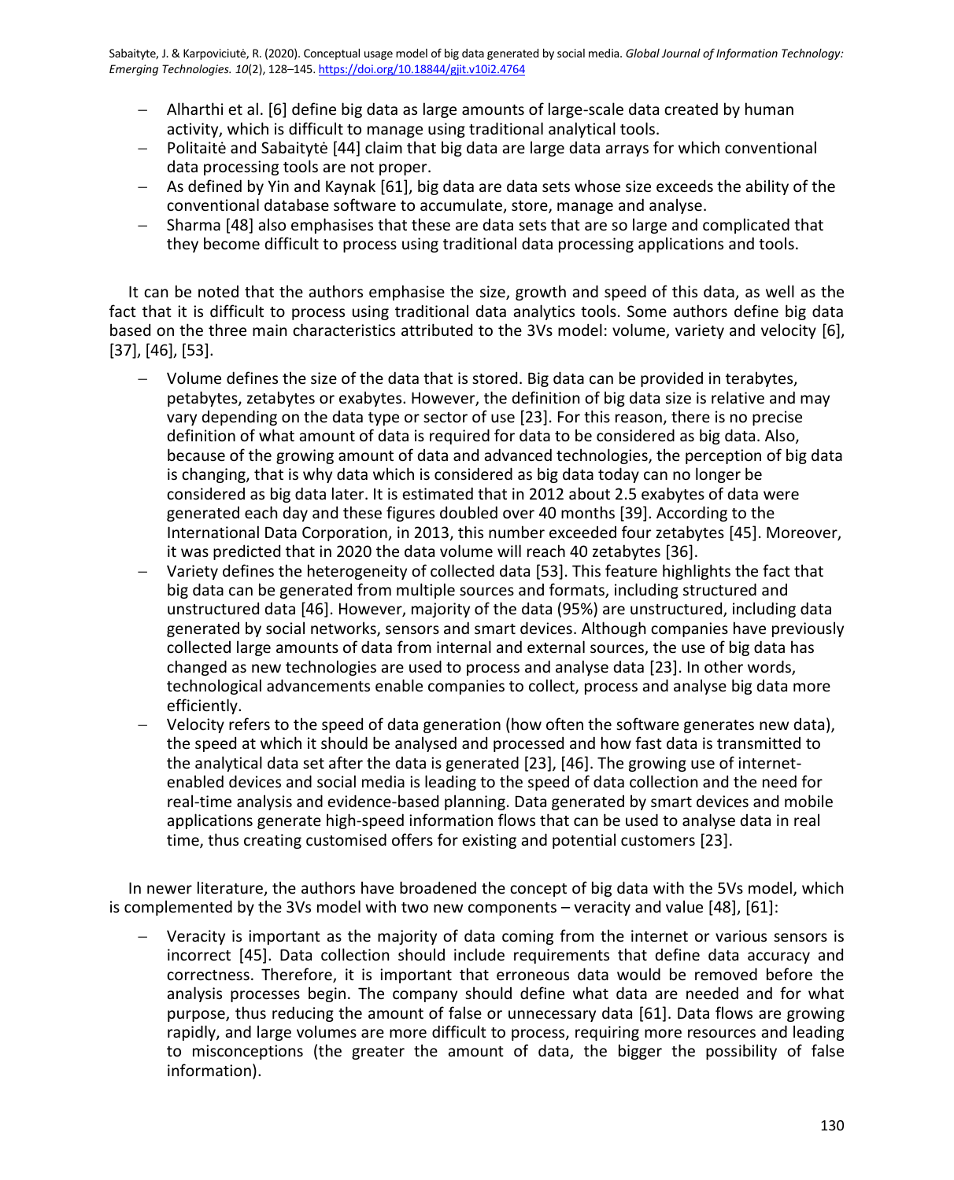- Alharthi et al. [6] define big data as large amounts of large-scale data created by human activity, which is difficult to manage using traditional analytical tools.
- Politaitė and Sabaitytė [44] claim that big data are large data arrays for which conventional data processing tools are not proper.
- As defined by Yin and Kaynak [61], big data are data sets whose size exceeds the ability of the conventional database software to accumulate, store, manage and analyse.
- Sharma [48] also emphasises that these are data sets that are so large and complicated that they become difficult to process using traditional data processing applications and tools.

It can be noted that the authors emphasise the size, growth and speed of this data, as well as the fact that it is difficult to process using traditional data analytics tools. Some authors define big data based on the three main characteristics attributed to the 3Vs model: volume, variety and velocity [6], [37], [46], [53].

- Volume defines the size of the data that is stored. Big data can be provided in terabytes, petabytes, zetabytes or exabytes. However, the definition of big data size is relative and may vary depending on the data type or sector of use [23]. For this reason, there is no precise definition of what amount of data is required for data to be considered as big data. Also, because of the growing amount of data and advanced technologies, the perception of big data is changing, that is why data which is considered as big data today can no longer be considered as big data later. It is estimated that in 2012 about 2.5 exabytes of data were generated each day and these figures doubled over 40 months [39]. According to the International Data Corporation, in 2013, this number exceeded four zetabytes [45]. Moreover, it was predicted that in 2020 the data volume will reach 40 zetabytes [36].
- Variety defines the heterogeneity of collected data [53]. This feature highlights the fact that big data can be generated from multiple sources and formats, including structured and unstructured data [46]. However, majority of the data (95%) are unstructured, including data generated by social networks, sensors and smart devices. Although companies have previously collected large amounts of data from internal and external sources, the use of big data has changed as new technologies are used to process and analyse data [23]. In other words, technological advancements enable companies to collect, process and analyse big data more efficiently.
- Velocity refers to the speed of data generation (how often the software generates new data), the speed at which it should be analysed and processed and how fast data is transmitted to the analytical data set after the data is generated [23], [46]. The growing use of internet-enabled devices and social media is leading to the speed of data collection and the need for real-time analysis and evidence-based planning. Data generated by smart devices and mobile applications generate high-speed information flows that can be used to analyse data in real time, thus creating customised offers for existing and potential customers [23].

In newer literature, the authors have broadened the concept of big data with the 5Vs model, which is complemented by the 3Vs model with two new components – veracity and value [48], [61]:

- Veracity is important as the majority of data coming from the internet or various sensors is incorrect [45]. Data collection should include requirements that define data accuracy and correctness. Therefore, it is important that erroneous data would be removed before the analysis processes begin. The company should define what data are needed and for what purpose, thus reducing the amount of false or unnecessary data [61]. Data flows are growing rapidly, and large volumes are more difficult to process, requiring more resources and leading to misconceptions (the greater the amount of data, the bigger the possibility of false information).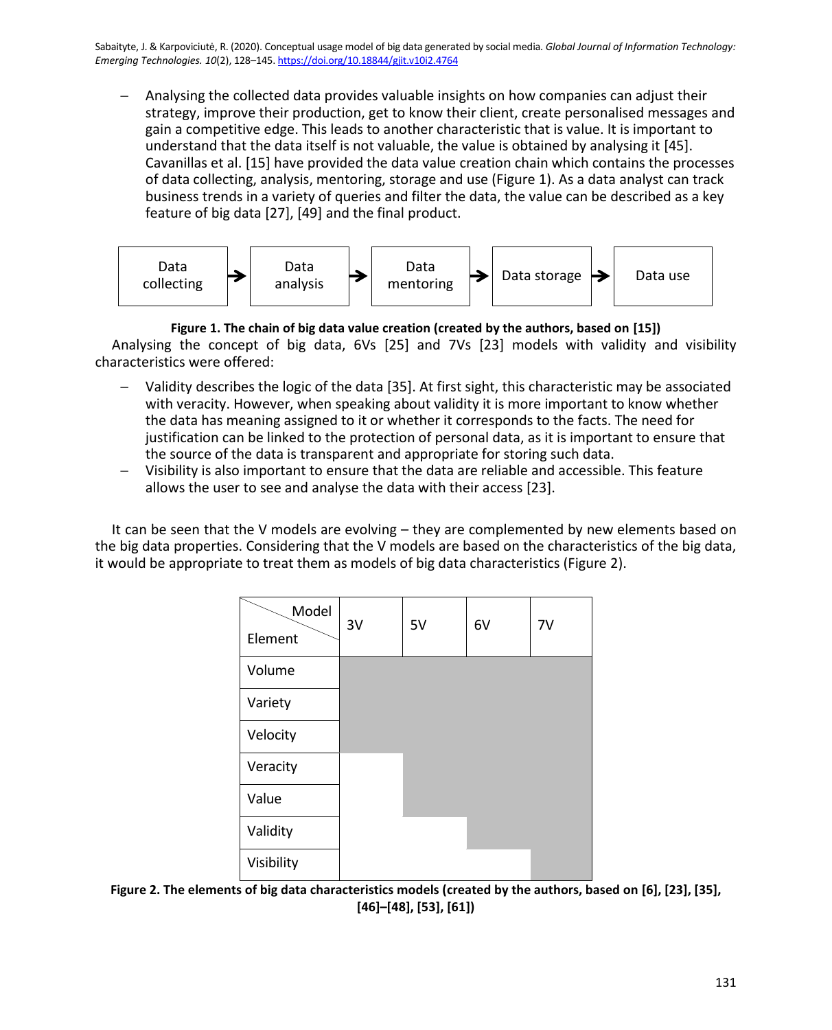- Analysing the collected data provides valuable insights on how companies can adjust their strategy, improve their production, get to know their client, create personalised messages and gain a competitive edge. This leads to another characteristic that is value. It is important to understand that the data itself is not valuable, the value is obtained by analysing it [45]. Cavanillas et al. [15] have provided the data value creation chain which contains the processes of data collecting, analysis, mentoring, storage and use (Figure 1). As a data analyst can track business trends in a variety of queries and filter the data, the value can be described as a key feature of big data [27], [49] and the final product.

Data collecting → Data analysis → Data mentoring → Data storage → Data use

**Figure 1. The chain of big data value creation (created by the authors, based on [15])**

Analysing the concept of big data, 6Vs [25] and 7Vs [23] models with validity and visibility characteristics were offered:

- Validity describes the logic of the data [35]. At first sight, this characteristic may be associated with veracity. However, when speaking about validity it is more important to know whether the data has meaning assigned to it or whether it corresponds to the facts. The need for justification can be linked to the protection of personal data, as it is important to ensure that the source of the data is transparent and appropriate for storing such data.
- Visibility is also important to ensure that the data are reliable and accessible. This feature allows the user to see and analyse the data with their access [23].

It can be seen that the V models are evolving – they are complemented by new elements based on the big data properties. Considering that the V models are based on the characteristics of the big data, it would be appropriate to treat them as models of big data characteristics (Figure 2).

| Element \ Model | 3V | 5V | 6V | 7V |
|---|---|---|---|---|
| Volume | ■ | ■ | ■ | ■ |
| Variety | ■ | ■ | ■ | ■ |
| Velocity | ■ | ■ | ■ | ■ |
| Veracity | | ■ | ■ | ■ |
| Value | | ■ | ■ | ■ |
| Validity | | | ■ | ■ |
| Visibility | | | | ■ |

**Figure 2. The elements of big data characteristics models (created by the authors, based on [6], [23], [35], [46]–[48], [53], [61])**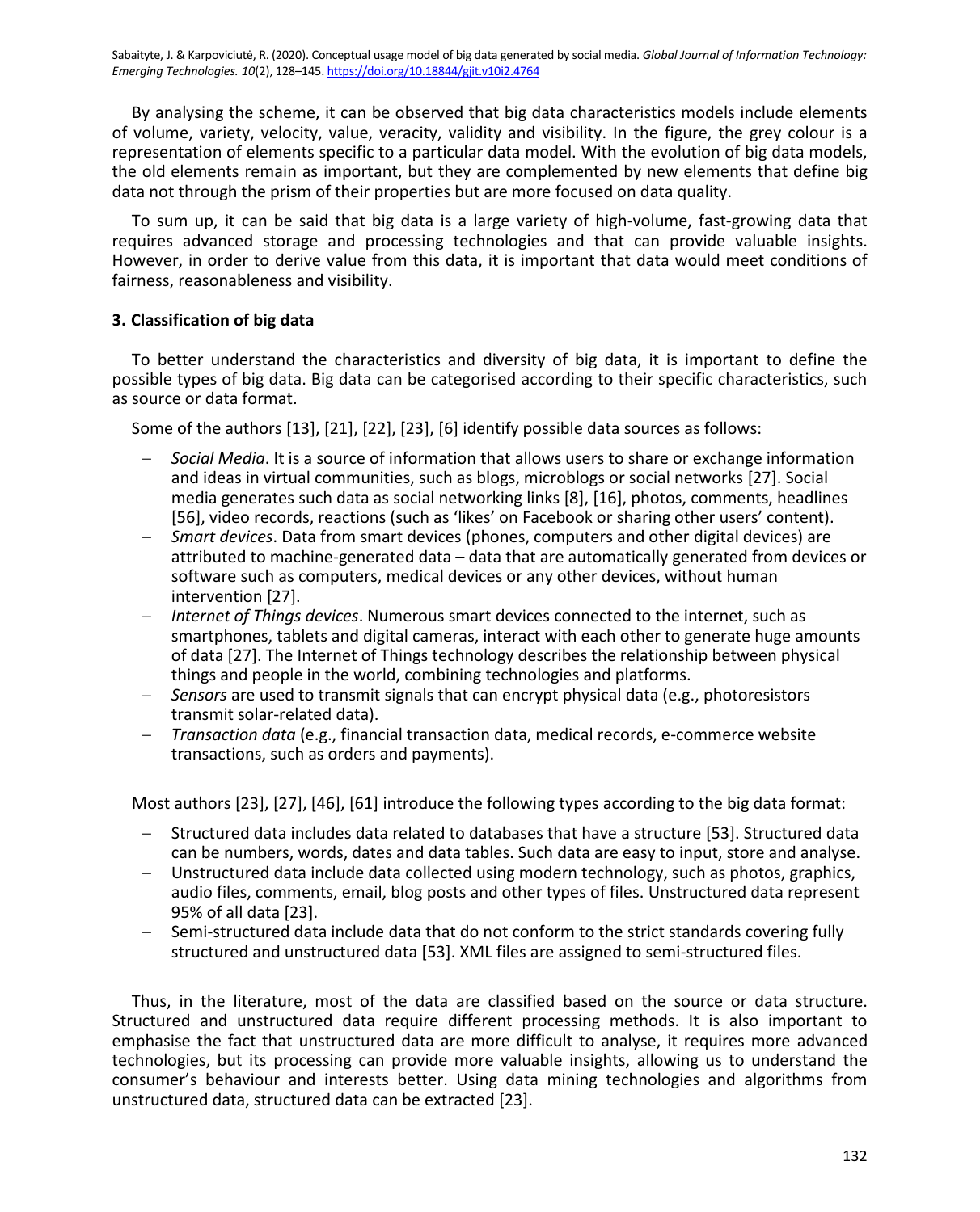By analysing the scheme, it can be observed that big data characteristics models include elements of volume, variety, velocity, value, veracity, validity and visibility. In the figure, the grey colour is a representation of elements specific to a particular data model. With the evolution of big data models, the old elements remain as important, but they are complemented by new elements that define big data not through the prism of their properties but are more focused on data quality.

To sum up, it can be said that big data is a large variety of high-volume, fast-growing data that requires advanced storage and processing technologies and that can provide valuable insights. However, in order to derive value from this data, it is important that data would meet conditions of fairness, reasonableness and visibility.

## 3. Classification of big data

To better understand the characteristics and diversity of big data, it is important to define the possible types of big data. Big data can be categorised according to their specific characteristics, such as source or data format.

Some of the authors [13], [21], [22], [23], [6] identify possible data sources as follows:

- *Social Media*. It is a source of information that allows users to share or exchange information and ideas in virtual communities, such as blogs, microblogs or social networks [27]. Social media generates such data as social networking links [8], [16], photos, comments, headlines [56], video records, reactions (such as 'likes' on Facebook or sharing other users' content).
- *Smart devices*. Data from smart devices (phones, computers and other digital devices) are attributed to machine-generated data – data that are automatically generated from devices or software such as computers, medical devices or any other devices, without human intervention [27].
- *Internet of Things devices*. Numerous smart devices connected to the internet, such as smartphones, tablets and digital cameras, interact with each other to generate huge amounts of data [27]. The Internet of Things technology describes the relationship between physical things and people in the world, combining technologies and platforms.
- *Sensors* are used to transmit signals that can encrypt physical data (e.g., photoresistors transmit solar-related data).
- *Transaction data* (e.g., financial transaction data, medical records, e-commerce website transactions, such as orders and payments).

Most authors [23], [27], [46], [61] introduce the following types according to the big data format:

- Structured data includes data related to databases that have a structure [53]. Structured data can be numbers, words, dates and data tables. Such data are easy to input, store and analyse.
- Unstructured data include data collected using modern technology, such as photos, graphics, audio files, comments, email, blog posts and other types of files. Unstructured data represent 95% of all data [23].
- Semi-structured data include data that do not conform to the strict standards covering fully structured and unstructured data [53]. XML files are assigned to semi-structured files.

Thus, in the literature, most of the data are classified based on the source or data structure. Structured and unstructured data require different processing methods. It is also important to emphasise the fact that unstructured data are more difficult to analyse, it requires more advanced technologies, but its processing can provide more valuable insights, allowing us to understand the consumer's behaviour and interests better. Using data mining technologies and algorithms from unstructured data, structured data can be extracted [23].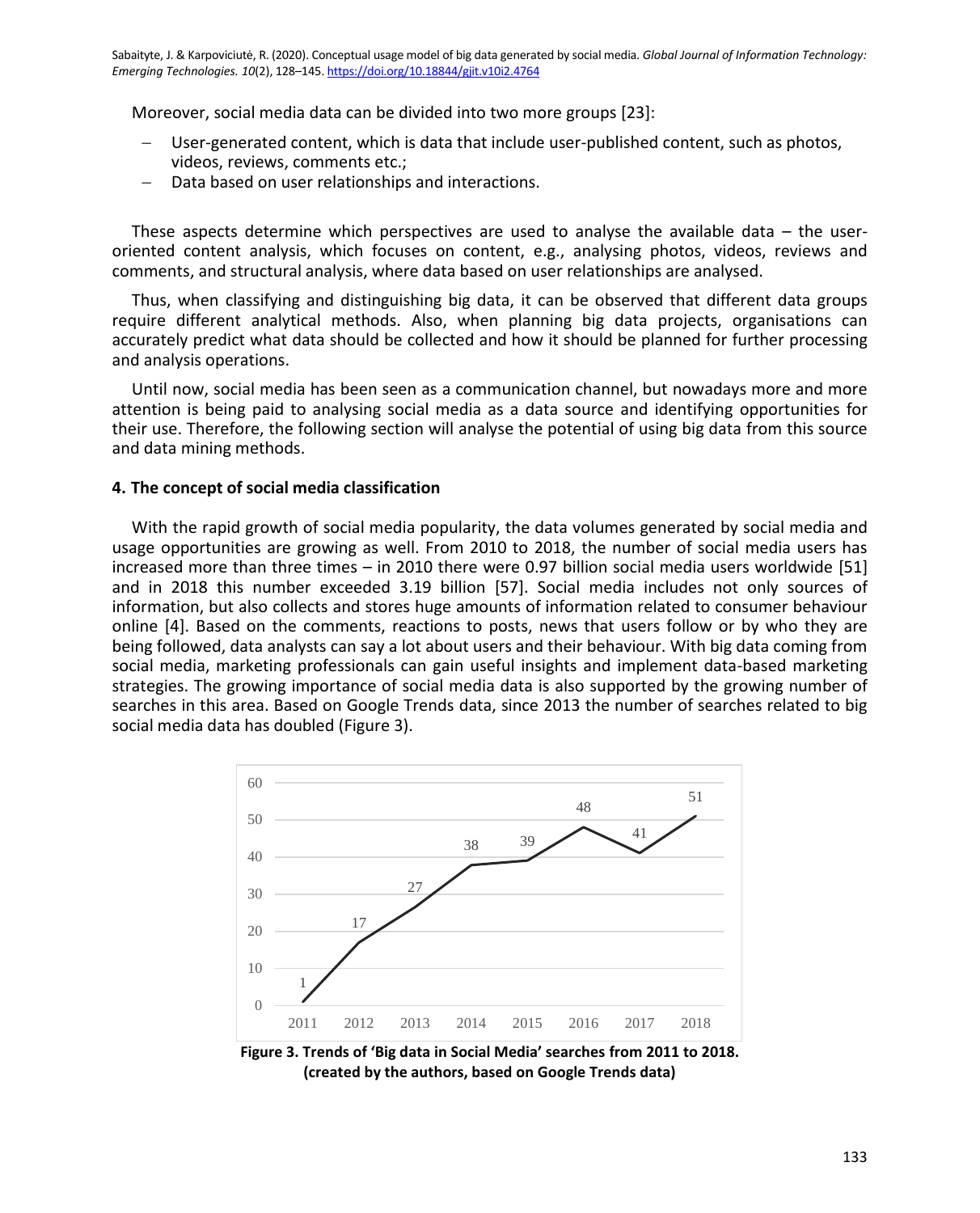Moreover, social media data can be divided into two more groups [23]:

- User-generated content, which is data that include user-published content, such as photos, videos, reviews, comments etc.;
- Data based on user relationships and interactions.

These aspects determine which perspectives are used to analyse the available data – the user-oriented content analysis, which focuses on content, e.g., analysing photos, videos, reviews and comments, and structural analysis, where data based on user relationships are analysed.

Thus, when classifying and distinguishing big data, it can be observed that different data groups require different analytical methods. Also, when planning big data projects, organisations can accurately predict what data should be collected and how it should be planned for further processing and analysis operations.

Until now, social media has been seen as a communication channel, but nowadays more and more attention is being paid to analysing social media as a data source and identifying opportunities for their use. Therefore, the following section will analyse the potential of using big data from this source and data mining methods.

### 4. The concept of social media classification

With the rapid growth of social media popularity, the data volumes generated by social media and usage opportunities are growing as well. From 2010 to 2018, the number of social media users has increased more than three times – in 2010 there were 0.97 billion social media users worldwide [51] and in 2018 this number exceeded 3.19 billion [57]. Social media includes not only sources of information, but also collects and stores huge amounts of information related to consumer behaviour online [4]. Based on the comments, reactions to posts, news that users follow or by who they are being followed, data analysts can say a lot about users and their behaviour. With big data coming from social media, marketing professionals can gain useful insights and implement data-based marketing strategies. The growing importance of social media data is also supported by the growing number of searches in this area. Based on Google Trends data, since 2013 the number of searches related to big social media data has doubled (Figure 3).

| Year | 2011 | 2012 | 2013 | 2014 | 2015 | 2016 | 2017 | 2018 |
|---|---|---|---|---|---|---|---|---|
| Value | 1 | 17 | 27 | 38 | 39 | 48 | 41 | 51 |

**Figure 3. Trends of 'Big data in Social Media' searches from 2011 to 2018. (created by the authors, based on Google Trends data)**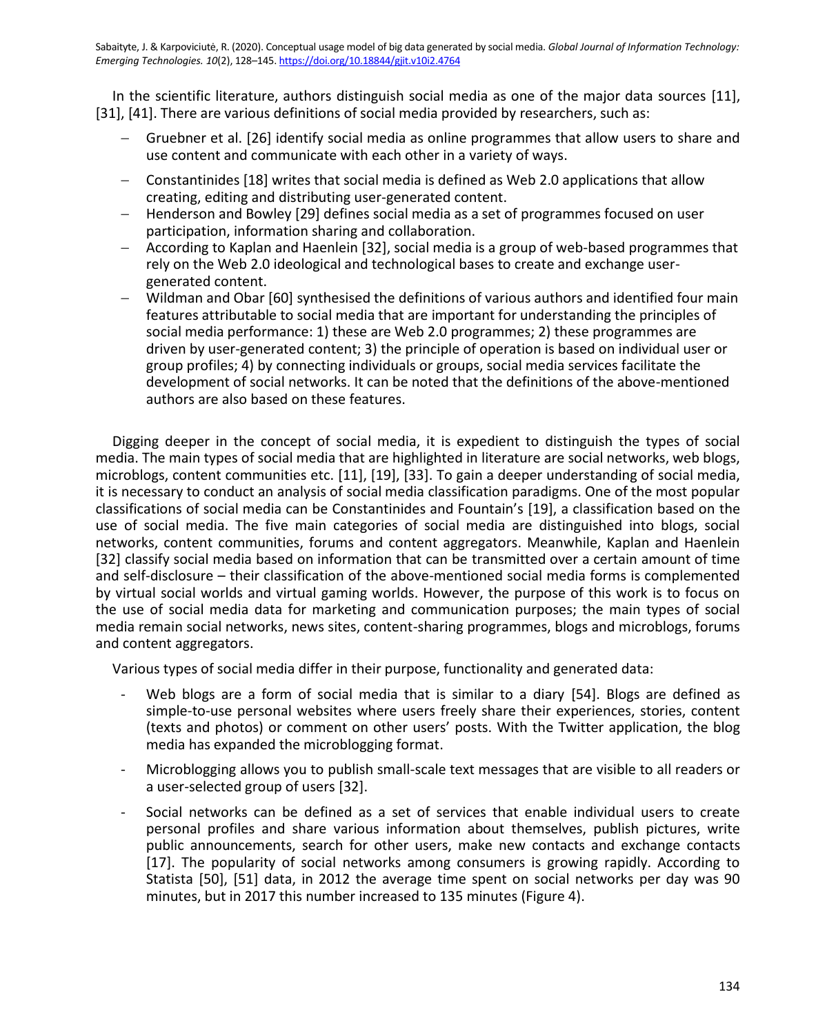In the scientific literature, authors distinguish social media as one of the major data sources [11], [31], [41]. There are various definitions of social media provided by researchers, such as:

- Gruebner et al. [26] identify social media as online programmes that allow users to share and use content and communicate with each other in a variety of ways.
- Constantinides [18] writes that social media is defined as Web 2.0 applications that allow creating, editing and distributing user-generated content.
- Henderson and Bowley [29] defines social media as a set of programmes focused on user participation, information sharing and collaboration.
- According to Kaplan and Haenlein [32], social media is a group of web-based programmes that rely on the Web 2.0 ideological and technological bases to create and exchange user-generated content.
- Wildman and Obar [60] synthesised the definitions of various authors and identified four main features attributable to social media that are important for understanding the principles of social media performance: 1) these are Web 2.0 programmes; 2) these programmes are driven by user-generated content; 3) the principle of operation is based on individual user or group profiles; 4) by connecting individuals or groups, social media services facilitate the development of social networks. It can be noted that the definitions of the above-mentioned authors are also based on these features.

Digging deeper in the concept of social media, it is expedient to distinguish the types of social media. The main types of social media that are highlighted in literature are social networks, web blogs, microblogs, content communities etc. [11], [19], [33]. To gain a deeper understanding of social media, it is necessary to conduct an analysis of social media classification paradigms. One of the most popular classifications of social media can be Constantinides and Fountain's [19], a classification based on the use of social media. The five main categories of social media are distinguished into blogs, social networks, content communities, forums and content aggregators. Meanwhile, Kaplan and Haenlein [32] classify social media based on information that can be transmitted over a certain amount of time and self-disclosure – their classification of the above-mentioned social media forms is complemented by virtual social worlds and virtual gaming worlds. However, the purpose of this work is to focus on the use of social media data for marketing and communication purposes; the main types of social media remain social networks, news sites, content-sharing programmes, blogs and microblogs, forums and content aggregators.

Various types of social media differ in their purpose, functionality and generated data:

- Web blogs are a form of social media that is similar to a diary [54]. Blogs are defined as simple-to-use personal websites where users freely share their experiences, stories, content (texts and photos) or comment on other users' posts. With the Twitter application, the blog media has expanded the microblogging format.
- Microblogging allows you to publish small-scale text messages that are visible to all readers or a user-selected group of users [32].
- Social networks can be defined as a set of services that enable individual users to create personal profiles and share various information about themselves, publish pictures, write public announcements, search for other users, make new contacts and exchange contacts [17]. The popularity of social networks among consumers is growing rapidly. According to Statista [50], [51] data, in 2012 the average time spent on social networks per day was 90 minutes, but in 2017 this number increased to 135 minutes (Figure 4).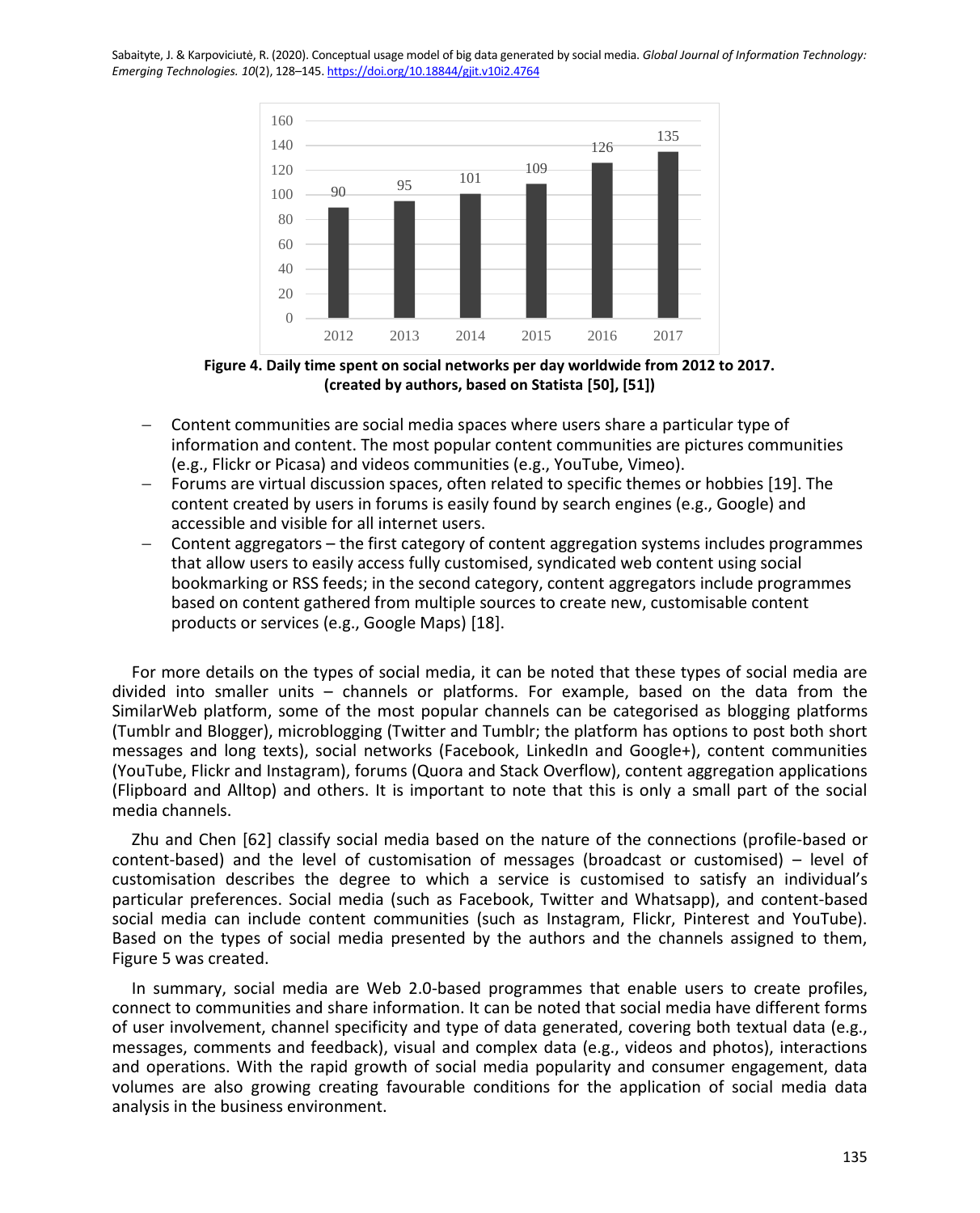Figure 4. **Daily time spent on social networks per day worldwide from 2012 to 2017. (created by authors, based on Statista [50], [51])**

- Content communities are social media spaces where users share a particular type of information and content. The most popular content communities are pictures communities (e.g., Flickr or Picasa) and videos communities (e.g., YouTube, Vimeo).
- Forums are virtual discussion spaces, often related to specific themes or hobbies [19]. The content created by users in forums is easily found by search engines (e.g., Google) and accessible and visible for all internet users.
- Content aggregators – the first category of content aggregation systems includes programmes that allow users to easily access fully customised, syndicated web content using social bookmarking or RSS feeds; in the second category, content aggregators include programmes based on content gathered from multiple sources to create new, customisable content products or services (e.g., Google Maps) [18].

For more details on the types of social media, it can be noted that these types of social media are divided into smaller units – channels or platforms. For example, based on the data from the SimilarWeb platform, some of the most popular channels can be categorised as blogging platforms (Tumblr and Blogger), microblogging (Twitter and Tumblr; the platform has options to post both short messages and long texts), social networks (Facebook, LinkedIn and Google+), content communities (YouTube, Flickr and Instagram), forums (Quora and Stack Overflow), content aggregation applications (Flipboard and Alltop) and others. It is important to note that this is only a small part of the social media channels.

Zhu and Chen [62] classify social media based on the nature of the connections (profile-based or content-based) and the level of customisation of messages (broadcast or customised) – level of customisation describes the degree to which a service is customised to satisfy an individual's particular preferences. Social media (such as Facebook, Twitter and Whatsapp), and content-based social media can include content communities (such as Instagram, Flickr, Pinterest and YouTube). Based on the types of social media presented by the authors and the channels assigned to them, Figure 5 was created.

In summary, social media are Web 2.0-based programmes that enable users to create profiles, connect to communities and share information. It can be noted that social media have different forms of user involvement, channel specificity and type of data generated, covering both textual data (e.g., messages, comments and feedback), visual and complex data (e.g., videos and photos), interactions and operations. With the rapid growth of social media popularity and consumer engagement, data volumes are also growing creating favourable conditions for the application of social media data analysis in the business environment.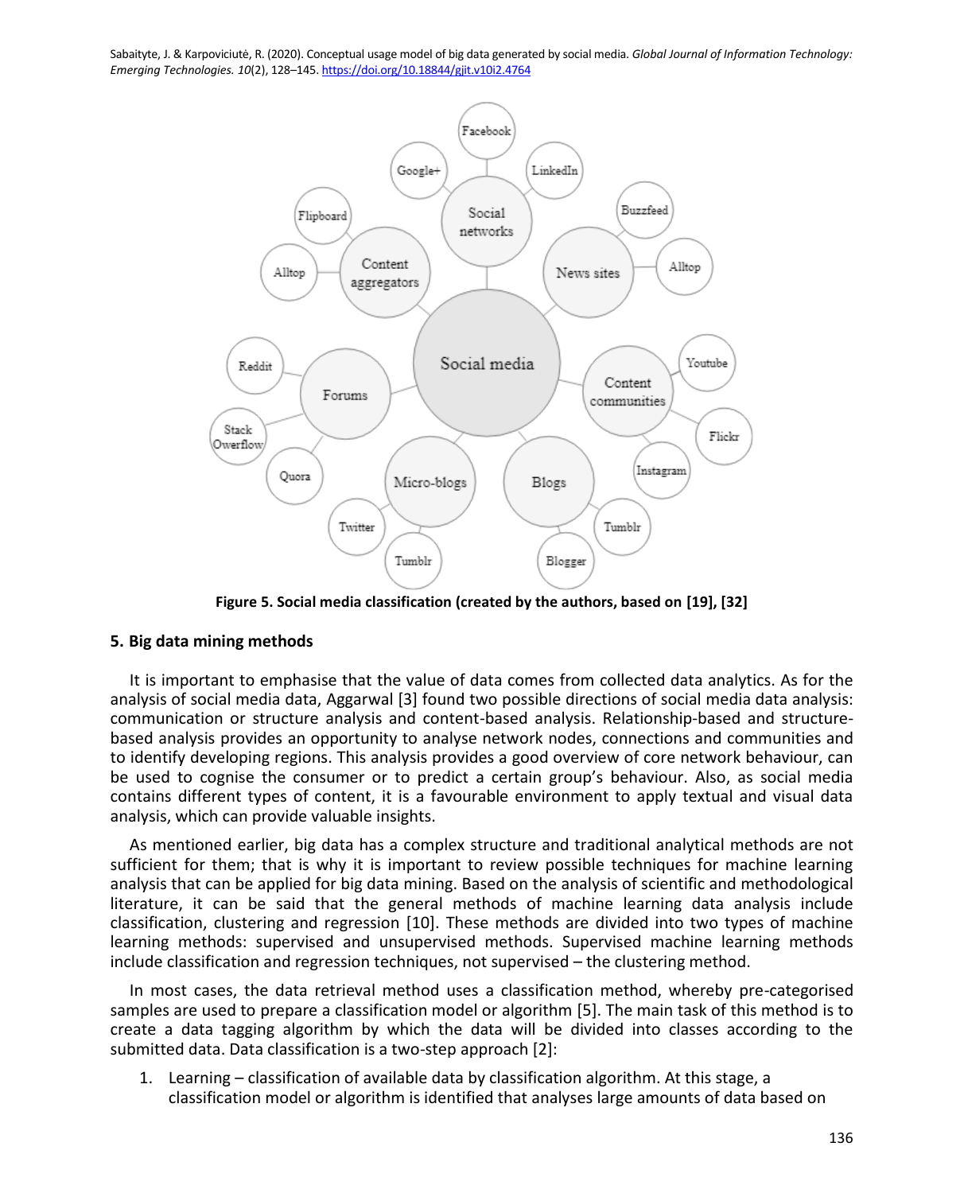Figure 5. Social media classification (created by the authors, based on [19], [32]

## 5. Big data mining methods

It is important to emphasise that the value of data comes from collected data analytics. As for the analysis of social media data, Aggarwal [3] found two possible directions of social media data analysis: communication or structure analysis and content-based analysis. Relationship-based and structure-based analysis provides an opportunity to analyse network nodes, connections and communities and to identify developing regions. This analysis provides a good overview of core network behaviour, can be used to cognise the consumer or to predict a certain group's behaviour. Also, as social media contains different types of content, it is a favourable environment to apply textual and visual data analysis, which can provide valuable insights.

As mentioned earlier, big data has a complex structure and traditional analytical methods are not sufficient for them; that is why it is important to review possible techniques for machine learning analysis that can be applied for big data mining. Based on the analysis of scientific and methodological literature, it can be said that the general methods of machine learning data analysis include classification, clustering and regression [10]. These methods are divided into two types of machine learning methods: supervised and unsupervised methods. Supervised machine learning methods include classification and regression techniques, not supervised – the clustering method.

In most cases, the data retrieval method uses a classification method, whereby pre-categorised samples are used to prepare a classification model or algorithm [5]. The main task of this method is to create a data tagging algorithm by which the data will be divided into classes according to the submitted data. Data classification is a two-step approach [2]:

1. Learning – classification of available data by classification algorithm. At this stage, a classification model or algorithm is identified that analyses large amounts of data based on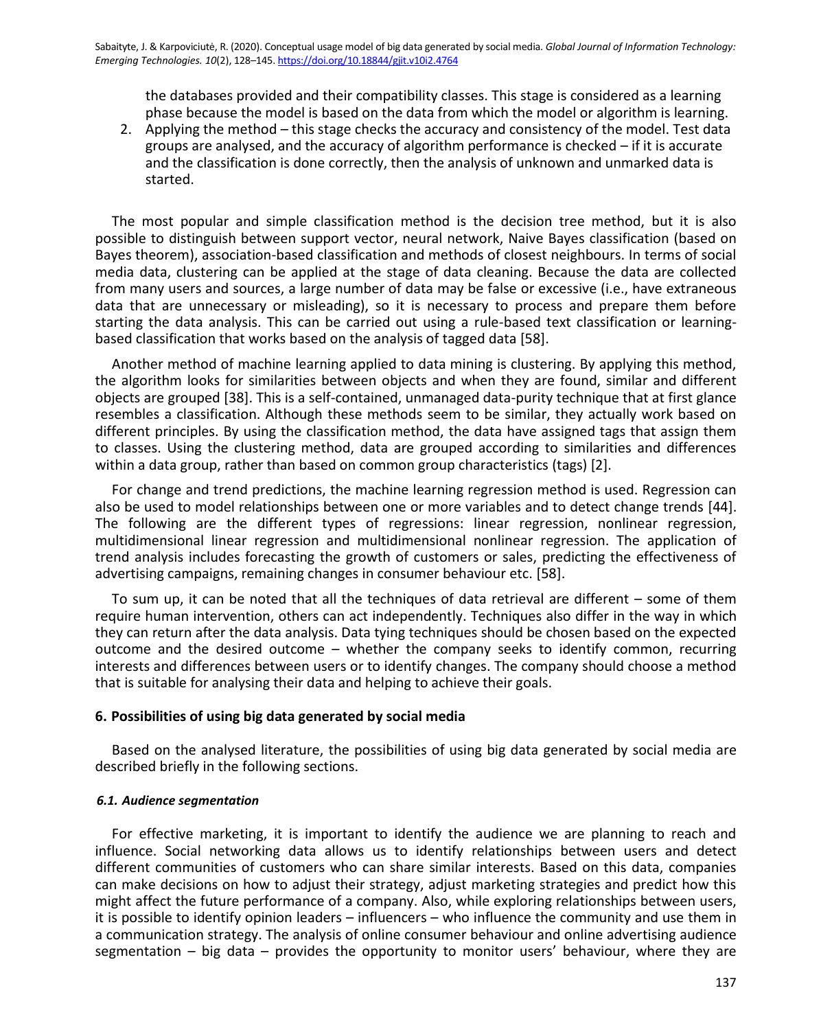the databases provided and their compatibility classes. This stage is considered as a learning phase because the model is based on the data from which the model or algorithm is learning.

2. Applying the method – this stage checks the accuracy and consistency of the model. Test data groups are analysed, and the accuracy of algorithm performance is checked – if it is accurate and the classification is done correctly, then the analysis of unknown and unmarked data is started.

The most popular and simple classification method is the decision tree method, but it is also possible to distinguish between support vector, neural network, Naive Bayes classification (based on Bayes theorem), association-based classification and methods of closest neighbours. In terms of social media data, clustering can be applied at the stage of data cleaning. Because the data are collected from many users and sources, a large number of data may be false or excessive (i.e., have extraneous data that are unnecessary or misleading), so it is necessary to process and prepare them before starting the data analysis. This can be carried out using a rule-based text classification or learning-based classification that works based on the analysis of tagged data [58].

Another method of machine learning applied to data mining is clustering. By applying this method, the algorithm looks for similarities between objects and when they are found, similar and different objects are grouped [38]. This is a self-contained, unmanaged data-purity technique that at first glance resembles a classification. Although these methods seem to be similar, they actually work based on different principles. By using the classification method, the data have assigned tags that assign them to classes. Using the clustering method, data are grouped according to similarities and differences within a data group, rather than based on common group characteristics (tags) [2].

For change and trend predictions, the machine learning regression method is used. Regression can also be used to model relationships between one or more variables and to detect change trends [44]. The following are the different types of regressions: linear regression, nonlinear regression, multidimensional linear regression and multidimensional nonlinear regression. The application of trend analysis includes forecasting the growth of customers or sales, predicting the effectiveness of advertising campaigns, remaining changes in consumer behaviour etc. [58].

To sum up, it can be noted that all the techniques of data retrieval are different – some of them require human intervention, others can act independently. Techniques also differ in the way in which they can return after the data analysis. Data tying techniques should be chosen based on the expected outcome and the desired outcome – whether the company seeks to identify common, recurring interests and differences between users or to identify changes. The company should choose a method that is suitable for analysing their data and helping to achieve their goals.

## 6. Possibilities of using big data generated by social media

Based on the analysed literature, the possibilities of using big data generated by social media are described briefly in the following sections.

### *6.1. Audience segmentation*

For effective marketing, it is important to identify the audience we are planning to reach and influence. Social networking data allows us to identify relationships between users and detect different communities of customers who can share similar interests. Based on this data, companies can make decisions on how to adjust their strategy, adjust marketing strategies and predict how this might affect the future performance of a company. Also, while exploring relationships between users, it is possible to identify opinion leaders – influencers – who influence the community and use them in a communication strategy. The analysis of online consumer behaviour and online advertising audience segmentation – big data – provides the opportunity to monitor users' behaviour, where they are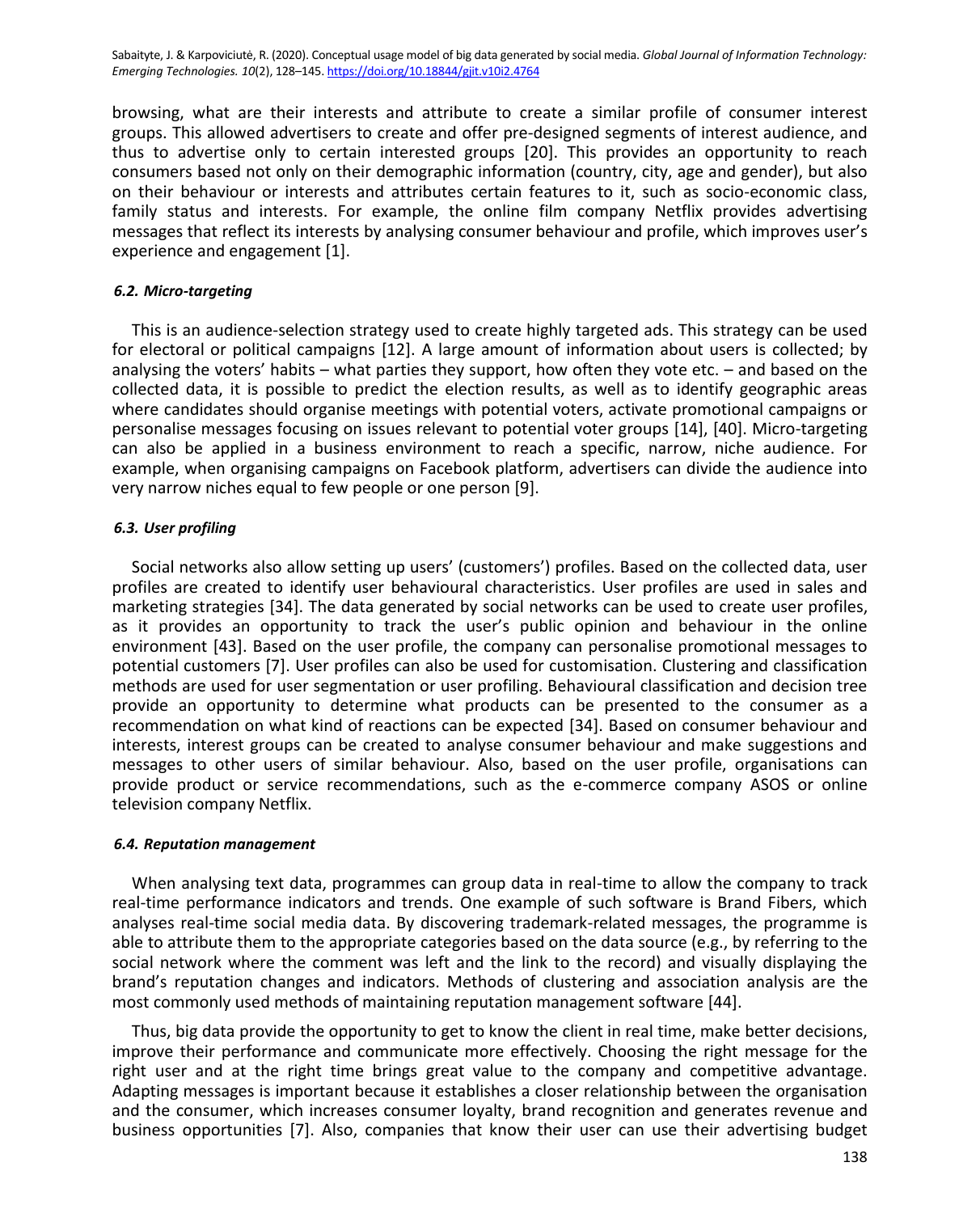browsing, what are their interests and attribute to create a similar profile of consumer interest groups. This allowed advertisers to create and offer pre-designed segments of interest audience, and thus to advertise only to certain interested groups [20]. This provides an opportunity to reach consumers based not only on their demographic information (country, city, age and gender), but also on their behaviour or interests and attributes certain features to it, such as socio-economic class, family status and interests. For example, the online film company Netflix provides advertising messages that reflect its interests by analysing consumer behaviour and profile, which improves user's experience and engagement [1].

### *6.2. Micro-targeting*

This is an audience-selection strategy used to create highly targeted ads. This strategy can be used for electoral or political campaigns [12]. A large amount of information about users is collected; by analysing the voters' habits – what parties they support, how often they vote etc. – and based on the collected data, it is possible to predict the election results, as well as to identify geographic areas where candidates should organise meetings with potential voters, activate promotional campaigns or personalise messages focusing on issues relevant to potential voter groups [14], [40]. Micro-targeting can also be applied in a business environment to reach a specific, narrow, niche audience. For example, when organising campaigns on Facebook platform, advertisers can divide the audience into very narrow niches equal to few people or one person [9].

### *6.3. User profiling*

Social networks also allow setting up users' (customers') profiles. Based on the collected data, user profiles are created to identify user behavioural characteristics. User profiles are used in sales and marketing strategies [34]. The data generated by social networks can be used to create user profiles, as it provides an opportunity to track the user's public opinion and behaviour in the online environment [43]. Based on the user profile, the company can personalise promotional messages to potential customers [7]. User profiles can also be used for customisation. Clustering and classification methods are used for user segmentation or user profiling. Behavioural classification and decision tree provide an opportunity to determine what products can be presented to the consumer as a recommendation on what kind of reactions can be expected [34]. Based on consumer behaviour and interests, interest groups can be created to analyse consumer behaviour and make suggestions and messages to other users of similar behaviour. Also, based on the user profile, organisations can provide product or service recommendations, such as the e-commerce company ASOS or online television company Netflix.

### *6.4. Reputation management*

When analysing text data, programmes can group data in real-time to allow the company to track real-time performance indicators and trends. One example of such software is Brand Fibers, which analyses real-time social media data. By discovering trademark-related messages, the programme is able to attribute them to the appropriate categories based on the data source (e.g., by referring to the social network where the comment was left and the link to the record) and visually displaying the brand's reputation changes and indicators. Methods of clustering and association analysis are the most commonly used methods of maintaining reputation management software [44].

Thus, big data provide the opportunity to get to know the client in real time, make better decisions, improve their performance and communicate more effectively. Choosing the right message for the right user and at the right time brings great value to the company and competitive advantage. Adapting messages is important because it establishes a closer relationship between the organisation and the consumer, which increases consumer loyalty, brand recognition and generates revenue and business opportunities [7]. Also, companies that know their user can use their advertising budget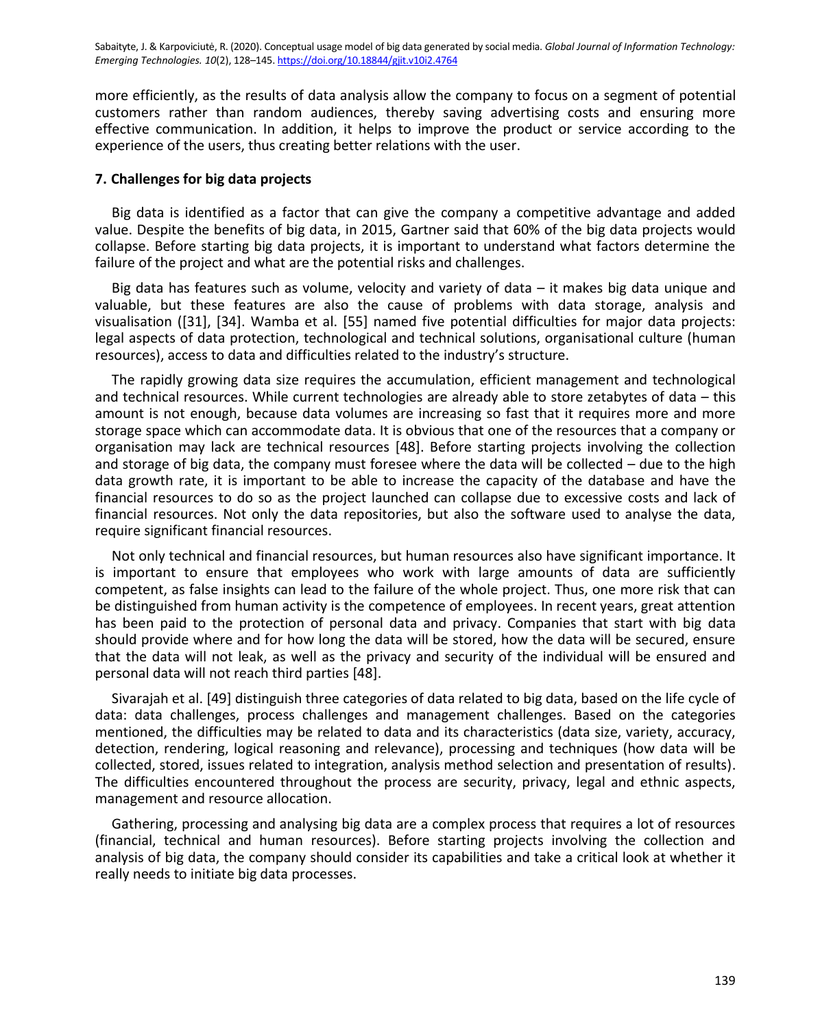more efficiently, as the results of data analysis allow the company to focus on a segment of potential customers rather than random audiences, thereby saving advertising costs and ensuring more effective communication. In addition, it helps to improve the product or service according to the experience of the users, thus creating better relations with the user.

## 7. Challenges for big data projects

Big data is identified as a factor that can give the company a competitive advantage and added value. Despite the benefits of big data, in 2015, Gartner said that 60% of the big data projects would collapse. Before starting big data projects, it is important to understand what factors determine the failure of the project and what are the potential risks and challenges.

Big data has features such as volume, velocity and variety of data – it makes big data unique and valuable, but these features are also the cause of problems with data storage, analysis and visualisation ([31], [34]. Wamba et al. [55] named five potential difficulties for major data projects: legal aspects of data protection, technological and technical solutions, organisational culture (human resources), access to data and difficulties related to the industry's structure.

The rapidly growing data size requires the accumulation, efficient management and technological and technical resources. While current technologies are already able to store zetabytes of data – this amount is not enough, because data volumes are increasing so fast that it requires more and more storage space which can accommodate data. It is obvious that one of the resources that a company or organisation may lack are technical resources [48]. Before starting projects involving the collection and storage of big data, the company must foresee where the data will be collected – due to the high data growth rate, it is important to be able to increase the capacity of the database and have the financial resources to do so as the project launched can collapse due to excessive costs and lack of financial resources. Not only the data repositories, but also the software used to analyse the data, require significant financial resources.

Not only technical and financial resources, but human resources also have significant importance. It is important to ensure that employees who work with large amounts of data are sufficiently competent, as false insights can lead to the failure of the whole project. Thus, one more risk that can be distinguished from human activity is the competence of employees. In recent years, great attention has been paid to the protection of personal data and privacy. Companies that start with big data should provide where and for how long the data will be stored, how the data will be secured, ensure that the data will not leak, as well as the privacy and security of the individual will be ensured and personal data will not reach third parties [48].

Sivarajah et al. [49] distinguish three categories of data related to big data, based on the life cycle of data: data challenges, process challenges and management challenges. Based on the categories mentioned, the difficulties may be related to data and its characteristics (data size, variety, accuracy, detection, rendering, logical reasoning and relevance), processing and techniques (how data will be collected, stored, issues related to integration, analysis method selection and presentation of results). The difficulties encountered throughout the process are security, privacy, legal and ethnic aspects, management and resource allocation.

Gathering, processing and analysing big data are a complex process that requires a lot of resources (financial, technical and human resources). Before starting projects involving the collection and analysis of big data, the company should consider its capabilities and take a critical look at whether it really needs to initiate big data processes.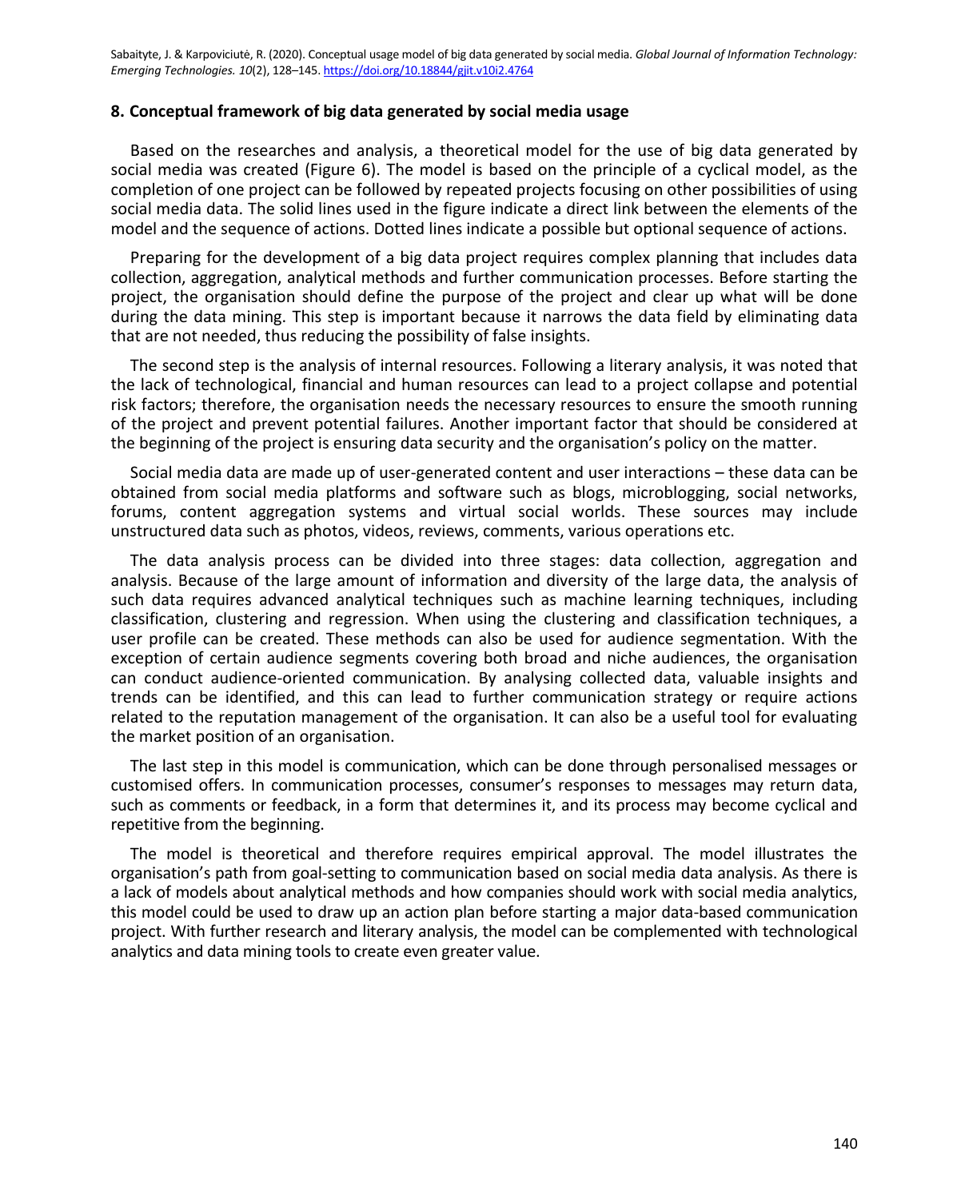## 8. Conceptual framework of big data generated by social media usage

Based on the researches and analysis, a theoretical model for the use of big data generated by social media was created (Figure 6). The model is based on the principle of a cyclical model, as the completion of one project can be followed by repeated projects focusing on other possibilities of using social media data. The solid lines used in the figure indicate a direct link between the elements of the model and the sequence of actions. Dotted lines indicate a possible but optional sequence of actions.

Preparing for the development of a big data project requires complex planning that includes data collection, aggregation, analytical methods and further communication processes. Before starting the project, the organisation should define the purpose of the project and clear up what will be done during the data mining. This step is important because it narrows the data field by eliminating data that are not needed, thus reducing the possibility of false insights.

The second step is the analysis of internal resources. Following a literary analysis, it was noted that the lack of technological, financial and human resources can lead to a project collapse and potential risk factors; therefore, the organisation needs the necessary resources to ensure the smooth running of the project and prevent potential failures. Another important factor that should be considered at the beginning of the project is ensuring data security and the organisation's policy on the matter.

Social media data are made up of user-generated content and user interactions – these data can be obtained from social media platforms and software such as blogs, microblogging, social networks, forums, content aggregation systems and virtual social worlds. These sources may include unstructured data such as photos, videos, reviews, comments, various operations etc.

The data analysis process can be divided into three stages: data collection, aggregation and analysis. Because of the large amount of information and diversity of the large data, the analysis of such data requires advanced analytical techniques such as machine learning techniques, including classification, clustering and regression. When using the clustering and classification techniques, a user profile can be created. These methods can also be used for audience segmentation. With the exception of certain audience segments covering both broad and niche audiences, the organisation can conduct audience-oriented communication. By analysing collected data, valuable insights and trends can be identified, and this can lead to further communication strategy or require actions related to the reputation management of the organisation. It can also be a useful tool for evaluating the market position of an organisation.

The last step in this model is communication, which can be done through personalised messages or customised offers. In communication processes, consumer's responses to messages may return data, such as comments or feedback, in a form that determines it, and its process may become cyclical and repetitive from the beginning.

The model is theoretical and therefore requires empirical approval. The model illustrates the organisation's path from goal-setting to communication based on social media data analysis. As there is a lack of models about analytical methods and how companies should work with social media analytics, this model could be used to draw up an action plan before starting a major data-based communication project. With further research and literary analysis, the model can be complemented with technological analytics and data mining tools to create even greater value.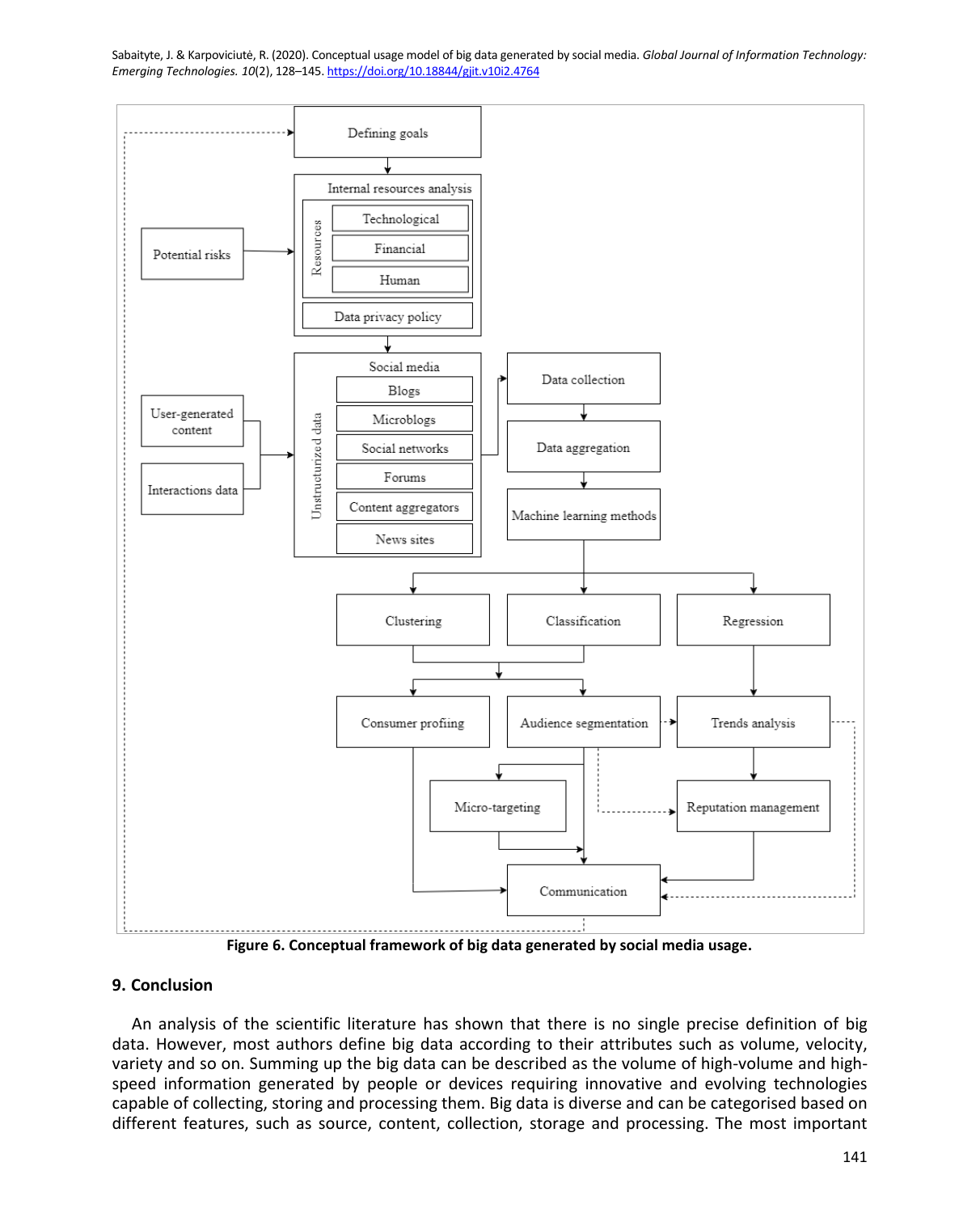Figure 6. Conceptual framework of big data generated by social media usage.

## 9. Conclusion

An analysis of the scientific literature has shown that there is no single precise definition of big data. However, most authors define big data according to their attributes such as volume, velocity, variety and so on. Summing up the big data can be described as the volume of high-volume and high-speed information generated by people or devices requiring innovative and evolving technologies capable of collecting, storing and processing them. Big data is diverse and can be categorised based on different features, such as source, content, collection, storage and processing. The most important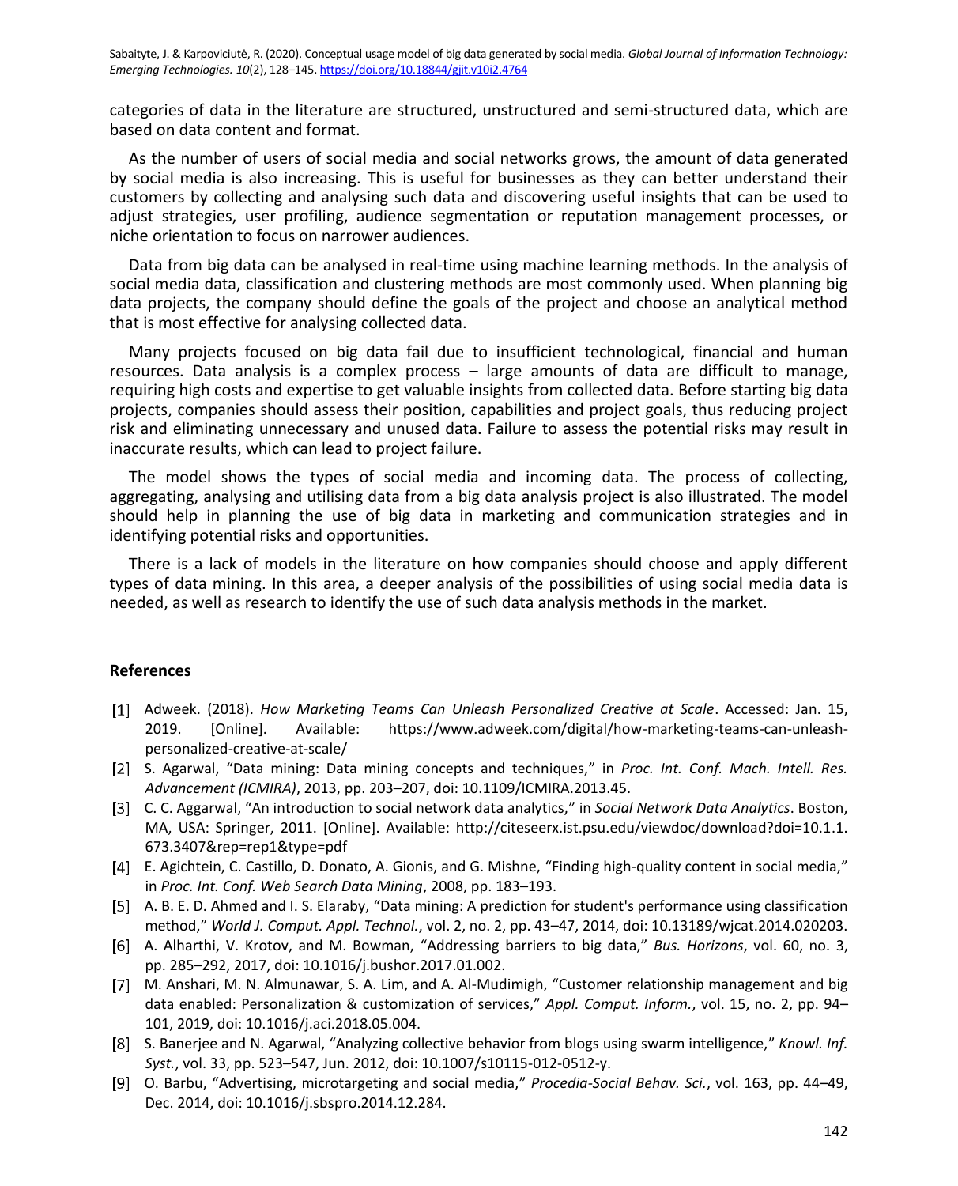categories of data in the literature are structured, unstructured and semi-structured data, which are based on data content and format.

As the number of users of social media and social networks grows, the amount of data generated by social media is also increasing. This is useful for businesses as they can better understand their customers by collecting and analysing such data and discovering useful insights that can be used to adjust strategies, user profiling, audience segmentation or reputation management processes, or niche orientation to focus on narrower audiences.

Data from big data can be analysed in real-time using machine learning methods. In the analysis of social media data, classification and clustering methods are most commonly used. When planning big data projects, the company should define the goals of the project and choose an analytical method that is most effective for analysing collected data.

Many projects focused on big data fail due to insufficient technological, financial and human resources. Data analysis is a complex process – large amounts of data are difficult to manage, requiring high costs and expertise to get valuable insights from collected data. Before starting big data projects, companies should assess their position, capabilities and project goals, thus reducing project risk and eliminating unnecessary and unused data. Failure to assess the potential risks may result in inaccurate results, which can lead to project failure.

The model shows the types of social media and incoming data. The process of collecting, aggregating, analysing and utilising data from a big data analysis project is also illustrated. The model should help in planning the use of big data in marketing and communication strategies and in identifying potential risks and opportunities.

There is a lack of models in the literature on how companies should choose and apply different types of data mining. In this area, a deeper analysis of the possibilities of using social media data is needed, as well as research to identify the use of such data analysis methods in the market.

## References

[1] Adweek. (2018). *How Marketing Teams Can Unleash Personalized Creative at Scale*. Accessed: Jan. 15, 2019. [Online]. Available: https://www.adweek.com/digital/how-marketing-teams-can-unleash-personalized-creative-at-scale/

[2] S. Agarwal, "Data mining: Data mining concepts and techniques," in *Proc. Int. Conf. Mach. Intell. Res. Advancement (ICMIRA)*, 2013, pp. 203–207, doi: 10.1109/ICMIRA.2013.45.

[3] C. C. Aggarwal, "An introduction to social network data analytics," in *Social Network Data Analytics*. Boston, MA, USA: Springer, 2011. [Online]. Available: http://citeseerx.ist.psu.edu/viewdoc/download?doi=10.1.1.673.3407&rep=rep1&type=pdf

[4] E. Agichtein, C. Castillo, D. Donato, A. Gionis, and G. Mishne, "Finding high-quality content in social media," in *Proc. Int. Conf. Web Search Data Mining*, 2008, pp. 183–193.

[5] A. B. E. D. Ahmed and I. S. Elaraby, "Data mining: A prediction for student's performance using classification method," *World J. Comput. Appl. Technol.*, vol. 2, no. 2, pp. 43–47, 2014, doi: 10.13189/wjcat.2014.020203.

[6] A. Alharthi, V. Krotov, and M. Bowman, "Addressing barriers to big data," *Bus. Horizons*, vol. 60, no. 3, pp. 285–292, 2017, doi: 10.1016/j.bushor.2017.01.002.

[7] M. Anshari, M. N. Almunawar, S. A. Lim, and A. Al-Mudimigh, "Customer relationship management and big data enabled: Personalization & customization of services," *Appl. Comput. Inform.*, vol. 15, no. 2, pp. 94–101, 2019, doi: 10.1016/j.aci.2018.05.004.

[8] S. Banerjee and N. Agarwal, "Analyzing collective behavior from blogs using swarm intelligence," *Knowl. Inf. Syst.*, vol. 33, pp. 523–547, Jun. 2012, doi: 10.1007/s10115-012-0512-y.

[9] O. Barbu, "Advertising, microtargeting and social media," *Procedia-Social Behav. Sci.*, vol. 163, pp. 44–49, Dec. 2014, doi: 10.1016/j.sbspro.2014.12.284.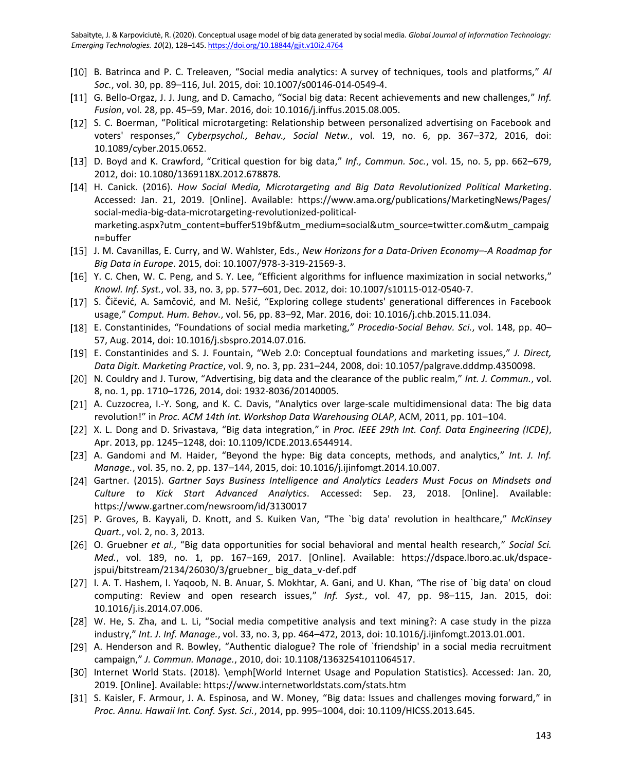[10] B. Batrinca and P. C. Treleaven, "Social media analytics: A survey of techniques, tools and platforms," *AI Soc.*, vol. 30, pp. 89–116, Jul. 2015, doi: 10.1007/s00146-014-0549-4.

[11] G. Bello-Orgaz, J. J. Jung, and D. Camacho, "Social big data: Recent achievements and new challenges," *Inf. Fusion*, vol. 28, pp. 45–59, Mar. 2016, doi: 10.1016/j.inffus.2015.08.005.

[12] S. C. Boerman, "Political microtargeting: Relationship between personalized advertising on Facebook and voters' responses," *Cyberpsychol., Behav., Social Netw.*, vol. 19, no. 6, pp. 367–372, 2016, doi: 10.1089/cyber.2015.0652.

[13] D. Boyd and K. Crawford, "Critical question for big data," *Inf., Commun. Soc.*, vol. 15, no. 5, pp. 662–679, 2012, doi: 10.1080/1369118X.2012.678878.

[14] H. Canick. (2016). *How Social Media, Microtargeting and Big Data Revolutionized Political Marketing*. Accessed: Jan. 21, 2019. [Online]. Available: https://www.ama.org/publications/MarketingNews/Pages/social-media-big-data-microtargeting-revolutionized-political-marketing.aspx?utm_content=buffer519bf&utm_medium=social&utm_source=twitter.com&utm_campaign=buffer

[15] J. M. Cavanillas, E. Curry, and W. Wahlster, Eds., *New Horizons for a Data-Driven Economy–-A Roadmap for Big Data in Europe*. 2015, doi: 10.1007/978-3-319-21569-3.

[16] Y. C. Chen, W. C. Peng, and S. Y. Lee, "Efficient algorithms for influence maximization in social networks," *Knowl. Inf. Syst.*, vol. 33, no. 3, pp. 577–601, Dec. 2012, doi: 10.1007/s10115-012-0540-7.

[17] S. Čičević, A. Samčović, and M. Nešić, "Exploring college students' generational differences in Facebook usage," *Comput. Hum. Behav.*, vol. 56, pp. 83–92, Mar. 2016, doi: 10.1016/j.chb.2015.11.034.

[18] E. Constantinides, "Foundations of social media marketing," *Procedia-Social Behav. Sci.*, vol. 148, pp. 40–57, Aug. 2014, doi: 10.1016/j.sbspro.2014.07.016.

[19] E. Constantinides and S. J. Fountain, "Web 2.0: Conceptual foundations and marketing issues," *J. Direct, Data Digit. Marketing Practice*, vol. 9, no. 3, pp. 231–244, 2008, doi: 10.1057/palgrave.dddmp.4350098.

[20] N. Couldry and J. Turow, "Advertising, big data and the clearance of the public realm," *Int. J. Commun.*, vol. 8, no. 1, pp. 1710–1726, 2014, doi: 1932-8036/20140005.

[21] A. Cuzzocrea, I.-Y. Song, and K. C. Davis, "Analytics over large-scale multidimensional data: The big data revolution!" in *Proc. ACM 14th Int. Workshop Data Warehousing OLAP*, ACM, 2011, pp. 101–104.

[22] X. L. Dong and D. Srivastava, "Big data integration," in *Proc. IEEE 29th Int. Conf. Data Engineering (ICDE)*, Apr. 2013, pp. 1245–1248, doi: 10.1109/ICDE.2013.6544914.

[23] A. Gandomi and M. Haider, "Beyond the hype: Big data concepts, methods, and analytics," *Int. J. Inf. Manage.*, vol. 35, no. 2, pp. 137–144, 2015, doi: 10.1016/j.ijinfomgt.2014.10.007.

[24] Gartner. (2015). *Gartner Says Business Intelligence and Analytics Leaders Must Focus on Mindsets and Culture to Kick Start Advanced Analytics*. Accessed: Sep. 23, 2018. [Online]. Available: https://www.gartner.com/newsroom/id/3130017

[25] P. Groves, B. Kayyali, D. Knott, and S. Kuiken Van, "The `big data' revolution in healthcare," *McKinsey Quart.*, vol. 2, no. 3, 2013.

[26] O. Gruebner *et al.*, "Big data opportunities for social behavioral and mental health research," *Social Sci. Med.*, vol. 189, no. 1, pp. 167–169, 2017. [Online]. Available: https://dspace.lboro.ac.uk/dspace-jspui/bitstream/2134/26030/3/gruebner_ big_data_v-def.pdf

[27] I. A. T. Hashem, I. Yaqoob, N. B. Anuar, S. Mokhtar, A. Gani, and U. Khan, "The rise of `big data' on cloud computing: Review and open research issues," *Inf. Syst.*, vol. 47, pp. 98–115, Jan. 2015, doi: 10.1016/j.is.2014.07.006.

[28] W. He, S. Zha, and L. Li, "Social media competitive analysis and text mining?: A case study in the pizza industry," *Int. J. Inf. Manage.*, vol. 33, no. 3, pp. 464–472, 2013, doi: 10.1016/j.ijinfomgt.2013.01.001.

[29] A. Henderson and R. Bowley, "Authentic dialogue? The role of `friendship' in a social media recruitment campaign," *J. Commun. Manage.*, 2010, doi: 10.1108/13632541011064517.

[30] Internet World Stats. (2018). \emph[World Internet Usage and Population Statistics}. Accessed: Jan. 20, 2019. [Online]. Available: https://www.internetworldstats.com/stats.htm

[31] S. Kaisler, F. Armour, J. A. Espinosa, and W. Money, "Big data: Issues and challenges moving forward," in *Proc. Annu. Hawaii Int. Conf. Syst. Sci.*, 2014, pp. 995–1004, doi: 10.1109/HICSS.2013.645.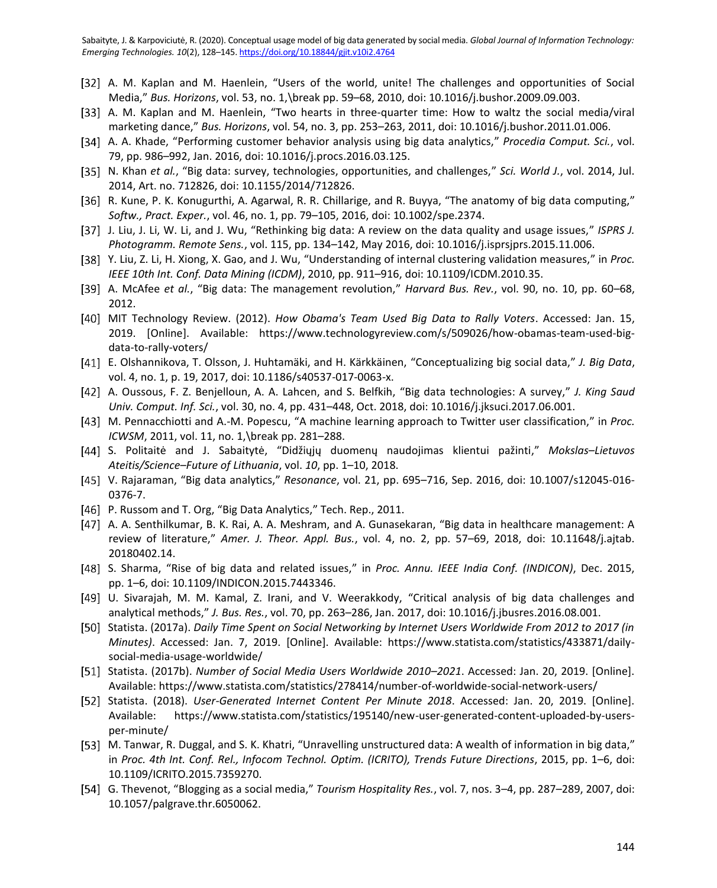[32] A. M. Kaplan and M. Haenlein, “Users of the world, unite! The challenges and opportunities of Social Media,” *Bus. Horizons*, vol. 53, no. 1,\break pp. 59–68, 2010, doi: 10.1016/j.bushor.2009.09.003.

[33] A. M. Kaplan and M. Haenlein, “Two hearts in three-quarter time: How to waltz the social media/viral marketing dance,” *Bus. Horizons*, vol. 54, no. 3, pp. 253–263, 2011, doi: 10.1016/j.bushor.2011.01.006.

[34] A. A. Khade, “Performing customer behavior analysis using big data analytics,” *Procedia Comput. Sci.*, vol. 79, pp. 986–992, Jan. 2016, doi: 10.1016/j.procs.2016.03.125.

[35] N. Khan *et al.*, “Big data: survey, technologies, opportunities, and challenges,” *Sci. World J.*, vol. 2014, Jul. 2014, Art. no. 712826, doi: 10.1155/2014/712826.

[36] R. Kune, P. K. Konugurthi, A. Agarwal, R. R. Chillarige, and R. Buyya, “The anatomy of big data computing,” *Softw., Pract. Exper.*, vol. 46, no. 1, pp. 79–105, 2016, doi: 10.1002/spe.2374.

[37] J. Liu, J. Li, W. Li, and J. Wu, “Rethinking big data: A review on the data quality and usage issues,” *ISPRS J. Photogramm. Remote Sens.*, vol. 115, pp. 134–142, May 2016, doi: 10.1016/j.isprsjprs.2015.11.006.

[38] Y. Liu, Z. Li, H. Xiong, X. Gao, and J. Wu, “Understanding of internal clustering validation measures,” in *Proc. IEEE 10th Int. Conf. Data Mining (ICDM)*, 2010, pp. 911–916, doi: 10.1109/ICDM.2010.35.

[39] A. McAfee *et al.*, “Big data: The management revolution,” *Harvard Bus. Rev.*, vol. 90, no. 10, pp. 60–68, 2012.

[40] MIT Technology Review. (2012). *How Obama's Team Used Big Data to Rally Voters*. Accessed: Jan. 15, 2019. [Online]. Available: https://www.technologyreview.com/s/509026/how-obamas-team-used-big-data-to-rally-voters/

[41] E. Olshannikova, T. Olsson, J. Huhtamäki, and H. Kärkkäinen, “Conceptualizing big social data,” *J. Big Data*, vol. 4, no. 1, p. 19, 2017, doi: 10.1186/s40537-017-0063-x.

[42] A. Oussous, F. Z. Benjelloun, A. A. Lahcen, and S. Belfkih, “Big data technologies: A survey,” *J. King Saud Univ. Comput. Inf. Sci.*, vol. 30, no. 4, pp. 431–448, Oct. 2018, doi: 10.1016/j.jksuci.2017.06.001.

[43] M. Pennacchiotti and A.-M. Popescu, “A machine learning approach to Twitter user classification,” in *Proc. ICWSM*, 2011, vol. 11, no. 1,\break pp. 281–288.

[44] S. Politaitė and J. Sabaitytė, “Didžiųjų duomenų naudojimas klientui pažinti,” *Mokslas–Lietuvos Ateitis/Science–Future of Lithuania*, vol. *10*, pp. 1–10, 2018.

[45] V. Rajaraman, “Big data analytics,” *Resonance*, vol. 21, pp. 695–716, Sep. 2016, doi: 10.1007/s12045-016-0376-7.

[46] P. Russom and T. Org, “Big Data Analytics,” Tech. Rep., 2011.

[47] A. A. Senthilkumar, B. K. Rai, A. A. Meshram, and A. Gunasekaran, “Big data in healthcare management: A review of literature,” *Amer. J. Theor. Appl. Bus.*, vol. 4, no. 2, pp. 57–69, 2018, doi: 10.11648/j.ajtab.20180402.14.

[48] S. Sharma, “Rise of big data and related issues,” in *Proc. Annu. IEEE India Conf. (INDICON)*, Dec. 2015, pp. 1–6, doi: 10.1109/INDICON.2015.7443346.

[49] U. Sivarajah, M. M. Kamal, Z. Irani, and V. Weerakkody, “Critical analysis of big data challenges and analytical methods,” *J. Bus. Res.*, vol. 70, pp. 263–286, Jan. 2017, doi: 10.1016/j.jbusres.2016.08.001.

[50] Statista. (2017a). *Daily Time Spent on Social Networking by Internet Users Worldwide From 2012 to 2017 (in Minutes)*. Accessed: Jan. 7, 2019. [Online]. Available: https://www.statista.com/statistics/433871/daily-social-media-usage-worldwide/

[51] Statista. (2017b). *Number of Social Media Users Worldwide 2010–2021*. Accessed: Jan. 20, 2019. [Online]. Available: https://www.statista.com/statistics/278414/number-of-worldwide-social-network-users/

[52] Statista. (2018). *User-Generated Internet Content Per Minute 2018*. Accessed: Jan. 20, 2019. [Online]. Available: https://www.statista.com/statistics/195140/new-user-generated-content-uploaded-by-users-per-minute/

[53] M. Tanwar, R. Duggal, and S. K. Khatri, “Unravelling unstructured data: A wealth of information in big data,” in *Proc. 4th Int. Conf. Rel., Infocom Technol. Optim. (ICRITO), Trends Future Directions*, 2015, pp. 1–6, doi: 10.1109/ICRITO.2015.7359270.

[54] G. Thevenot, “Blogging as a social media,” *Tourism Hospitality Res.*, vol. 7, nos. 3–4, pp. 287–289, 2007, doi: 10.1057/palgrave.thr.6050062.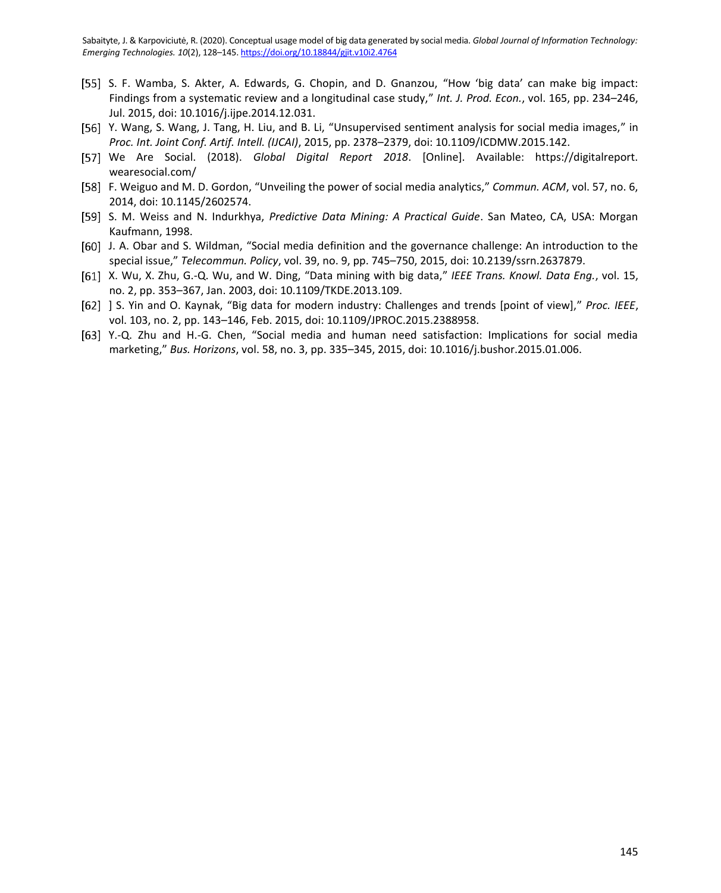[55] S. F. Wamba, S. Akter, A. Edwards, G. Chopin, and D. Gnanzou, "How 'big data' can make big impact: Findings from a systematic review and a longitudinal case study," *Int. J. Prod. Econ.*, vol. 165, pp. 234–246, Jul. 2015, doi: 10.1016/j.ijpe.2014.12.031.

[56] Y. Wang, S. Wang, J. Tang, H. Liu, and B. Li, "Unsupervised sentiment analysis for social media images," in *Proc. Int. Joint Conf. Artif. Intell. (IJCAI)*, 2015, pp. 2378–2379, doi: 10.1109/ICDMW.2015.142.

[57] We Are Social. (2018). *Global Digital Report 2018*. [Online]. Available: https://digitalreport.wearesocial.com/

[58] F. Weiguo and M. D. Gordon, "Unveiling the power of social media analytics," *Commun. ACM*, vol. 57, no. 6, 2014, doi: 10.1145/2602574.

[59] S. M. Weiss and N. Indurkhya, *Predictive Data Mining: A Practical Guide*. San Mateo, CA, USA: Morgan Kaufmann, 1998.

[60] J. A. Obar and S. Wildman, "Social media definition and the governance challenge: An introduction to the special issue," *Telecommun. Policy*, vol. 39, no. 9, pp. 745–750, 2015, doi: 10.2139/ssrn.2637879.

[61] X. Wu, X. Zhu, G.-Q. Wu, and W. Ding, "Data mining with big data," *IEEE Trans. Knowl. Data Eng.*, vol. 15, no. 2, pp. 353–367, Jan. 2003, doi: 10.1109/TKDE.2013.109.

[62] ] S. Yin and O. Kaynak, "Big data for modern industry: Challenges and trends [point of view]," *Proc. IEEE*, vol. 103, no. 2, pp. 143–146, Feb. 2015, doi: 10.1109/JPROC.2015.2388958.

[63] Y.-Q. Zhu and H.-G. Chen, "Social media and human need satisfaction: Implications for social media marketing," *Bus. Horizons*, vol. 58, no. 3, pp. 335–345, 2015, doi: 10.1016/j.bushor.2015.01.006.